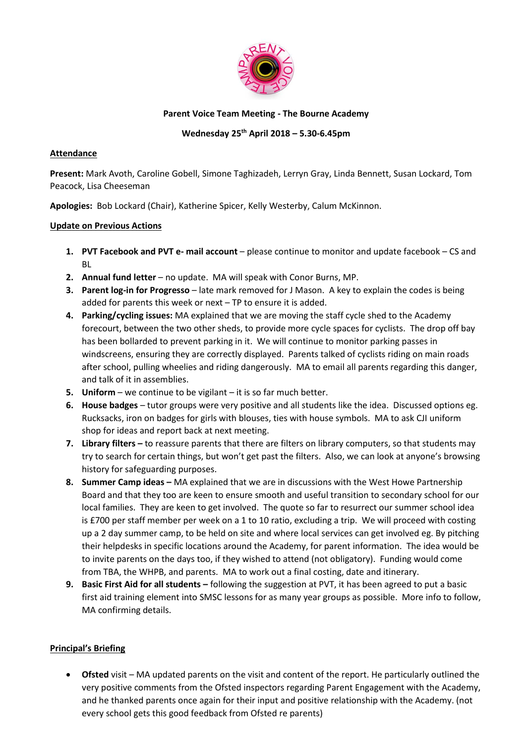**Parent Voice Team Meeting - The Bourne Academy**

**Wednesday 25th April 2018 – 5.30-6.45pm**

**Attendance**

**Present:** Mark Avoth, Caroline Gobell, Simone Taghizadeh, Lerryn Gray, Linda Bennett, Susan Lockard, Tom Peacock, Lisa Cheeseman

**Apologies:** Bob Lockard (Chair), Katherine Spicer, Kelly Westerby, Calum McKinnon.

**Update on Previous Actions**

1. **PVT Facebook and PVT e- mail account** – please continue to monitor and update facebook – CS and BL
2. **Annual fund letter** – no update. MA will speak with Conor Burns, MP.
3. **Parent log-in for Progresso** – late mark removed for J Mason. A key to explain the codes is being added for parents this week or next – TP to ensure it is added.
4. **Parking/cycling issues:** MA explained that we are moving the staff cycle shed to the Academy forecourt, between the two other sheds, to provide more cycle spaces for cyclists. The drop off bay has been bollarded to prevent parking in it. We will continue to monitor parking passes in windscreens, ensuring they are correctly displayed. Parents talked of cyclists riding on main roads after school, pulling wheelies and riding dangerously. MA to email all parents regarding this danger, and talk of it in assemblies.
5. **Uniform** – we continue to be vigilant – it is so far much better.
6. **House badges** – tutor groups were very positive and all students like the idea. Discussed options eg. Rucksacks, iron on badges for girls with blouses, ties with house symbols. MA to ask CJI uniform shop for ideas and report back at next meeting.
7. **Library filters –** to reassure parents that there are filters on library computers, so that students may try to search for certain things, but won't get past the filters. Also, we can look at anyone's browsing history for safeguarding purposes.
8. **Summer Camp ideas –** MA explained that we are in discussions with the West Howe Partnership Board and that they too are keen to ensure smooth and useful transition to secondary school for our local families. They are keen to get involved. The quote so far to resurrect our summer school idea is £700 per staff member per week on a 1 to 10 ratio, excluding a trip. We will proceed with costing up a 2 day summer camp, to be held on site and where local services can get involved eg. By pitching their helpdesks in specific locations around the Academy, for parent information. The idea would be to invite parents on the days too, if they wished to attend (not obligatory). Funding would come from TBA, the WHPB, and parents. MA to work out a final costing, date and itinerary.
9. **Basic First Aid for all students –** following the suggestion at PVT, it has been agreed to put a basic first aid training element into SMSC lessons for as many year groups as possible. More info to follow, MA confirming details.

**Principal's Briefing**

- **Ofsted** visit – MA updated parents on the visit and content of the report. He particularly outlined the very positive comments from the Ofsted inspectors regarding Parent Engagement with the Academy, and he thanked parents once again for their input and positive relationship with the Academy. (not every school gets this good feedback from Ofsted re parents)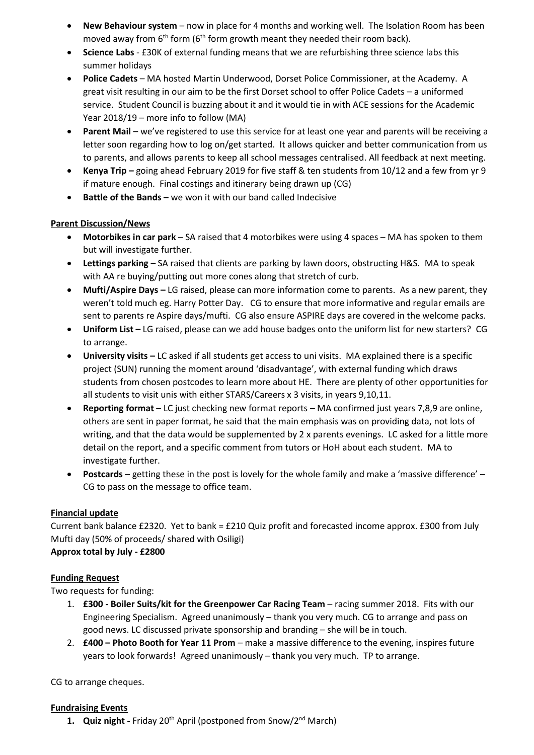- **New Behaviour system** – now in place for 4 months and working well. The Isolation Room has been moved away from 6th form (6th form growth meant they needed their room back).
- **Science Labs** - £30K of external funding means that we are refurbishing three science labs this summer holidays
- **Police Cadets** – MA hosted Martin Underwood, Dorset Police Commissioner, at the Academy. A great visit resulting in our aim to be the first Dorset school to offer Police Cadets – a uniformed service. Student Council is buzzing about it and it would tie in with ACE sessions for the Academic Year 2018/19 – more info to follow (MA)
- **Parent Mail** – we've registered to use this service for at least one year and parents will be receiving a letter soon regarding how to log on/get started. It allows quicker and better communication from us to parents, and allows parents to keep all school messages centralised. All feedback at next meeting.
- **Kenya Trip –** going ahead February 2019 for five staff & ten students from 10/12 and a few from yr 9 if mature enough. Final costings and itinerary being drawn up (CG)
- **Battle of the Bands –** we won it with our band called Indecisive

**Parent Discussion/News**

- **Motorbikes in car park** – SA raised that 4 motorbikes were using 4 spaces – MA has spoken to them but will investigate further.
- **Lettings parking** – SA raised that clients are parking by lawn doors, obstructing H&S. MA to speak with AA re buying/putting out more cones along that stretch of curb.
- **Mufti/Aspire Days –** LG raised, please can more information come to parents. As a new parent, they weren't told much eg. Harry Potter Day. CG to ensure that more informative and regular emails are sent to parents re Aspire days/mufti. CG also ensure ASPIRE days are covered in the welcome packs.
- **Uniform List –** LG raised, please can we add house badges onto the uniform list for new starters? CG to arrange.
- **University visits –** LC asked if all students get access to uni visits. MA explained there is a specific project (SUN) running the moment around 'disadvantage', with external funding which draws students from chosen postcodes to learn more about HE. There are plenty of other opportunities for all students to visit unis with either STARS/Careers x 3 visits, in years 9,10,11.
- **Reporting format** – LC just checking new format reports – MA confirmed just years 7,8,9 are online, others are sent in paper format, he said that the main emphasis was on providing data, not lots of writing, and that the data would be supplemented by 2 x parents evenings. LC asked for a little more detail on the report, and a specific comment from tutors or HoH about each student. MA to investigate further.
- **Postcards** – getting these in the post is lovely for the whole family and make a 'massive difference' – CG to pass on the message to office team.

**Financial update**

Current bank balance £2320. Yet to bank = £210 Quiz profit and forecasted income approx. £300 from July Mufti day (50% of proceeds/ shared with Osiligi)

**Approx total by July - £2800**

**Funding Request**

Two requests for funding:

1. **£300 - Boiler Suits/kit for the Greenpower Car Racing Team** – racing summer 2018. Fits with our Engineering Specialism. Agreed unanimously – thank you very much. CG to arrange and pass on good news. LC discussed private sponsorship and branding – she will be in touch.
2. **£400 – Photo Booth for Year 11 Prom** – make a massive difference to the evening, inspires future years to look forwards! Agreed unanimously – thank you very much. TP to arrange.

CG to arrange cheques.

**Fundraising Events**

1. **Quiz night -** Friday 20th April (postponed from Snow/2nd March)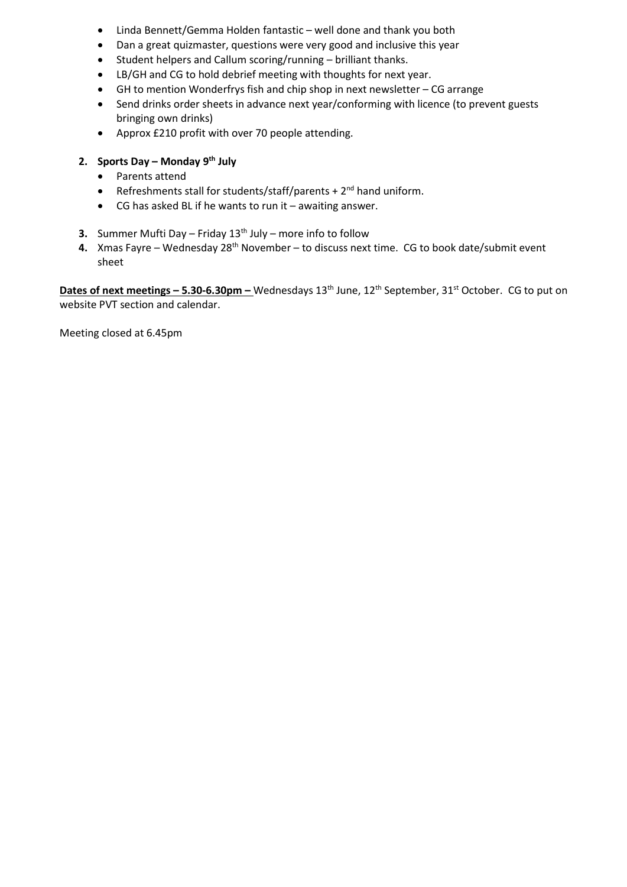- Linda Bennett/Gemma Holden fantastic – well done and thank you both
- Dan a great quizmaster, questions were very good and inclusive this year
- Student helpers and Callum scoring/running – brilliant thanks.
- LB/GH and CG to hold debrief meeting with thoughts for next year.
- GH to mention Wonderfrys fish and chip shop in next newsletter – CG arrange
- Send drinks order sheets in advance next year/conforming with licence (to prevent guests bringing own drinks)
- Approx £210 profit with over 70 people attending.

2. **Sports Day – Monday 9th July**
   - Parents attend
   - Refreshments stall for students/staff/parents + 2nd hand uniform.
   - CG has asked BL if he wants to run it – awaiting answer.
3. Summer Mufti Day – Friday 13th July – more info to follow
4. Xmas Fayre – Wednesday 28th November – to discuss next time. CG to book date/submit event sheet

**Dates of next meetings – 5.30-6.30pm –** Wednesdays 13th June, 12th September, 31st October. CG to put on website PVT section and calendar.

Meeting closed at 6.45pm